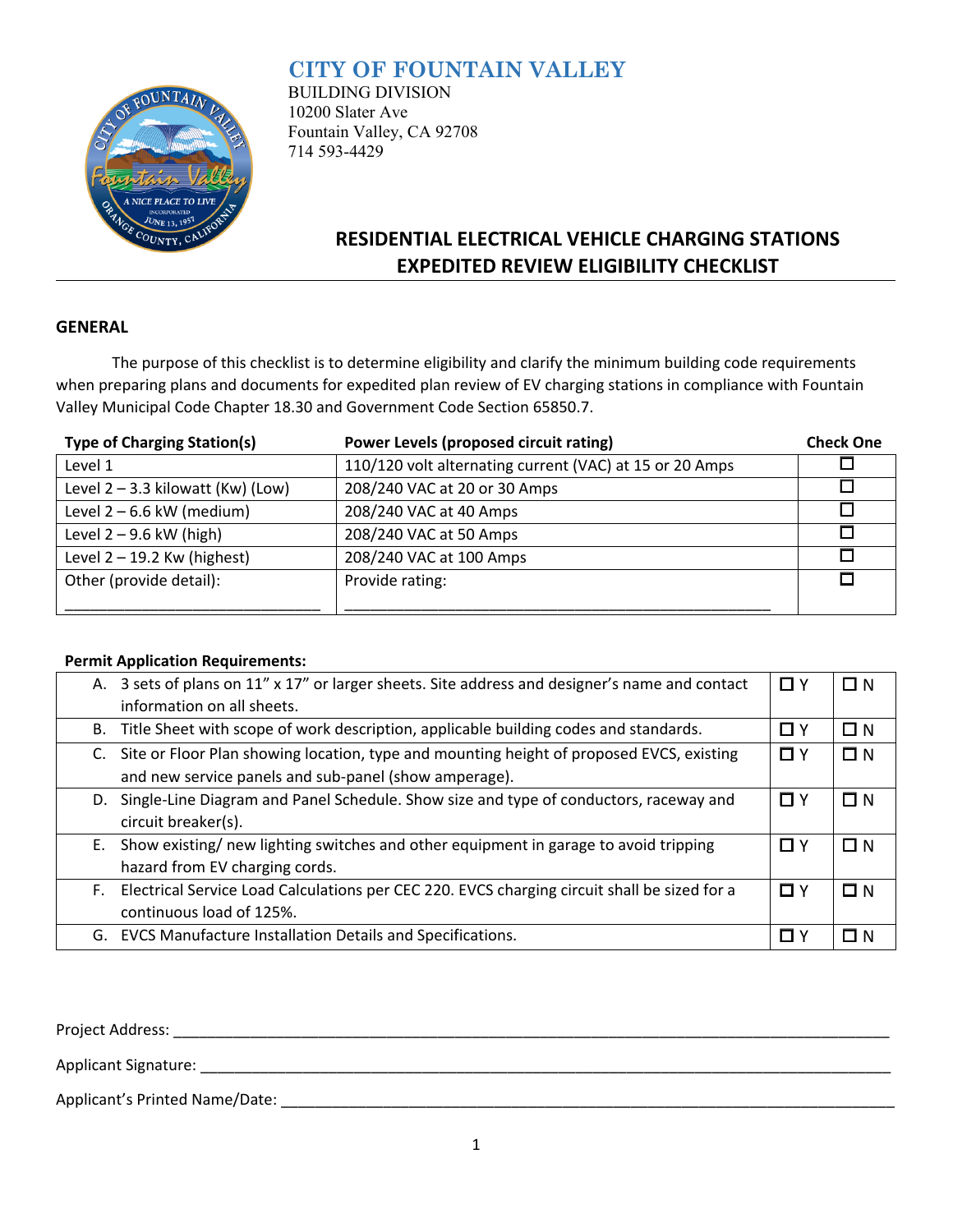# CITY OF FOUNTAIN VALLEY

BUILDING DIVISION
10200 Slater Ave
Fountain Valley, CA 92708
714 593-4429

## RESIDENTIAL ELECTRICAL VEHICLE CHARGING STATIONS EXPEDITED REVIEW ELIGIBILITY CHECKLIST

### GENERAL

The purpose of this checklist is to determine eligibility and clarify the minimum building code requirements when preparing plans and documents for expedited plan review of EV charging stations in compliance with Fountain Valley Municipal Code Chapter 18.30 and Government Code Section 65850.7.

| Type of Charging Station(s) | Power Levels (proposed circuit rating) | Check One |
|---|---|---|
| Level 1 | 110/120 volt alternating current (VAC) at 15 or 20 Amps | ☐ |
| Level 2 – 3.3 kilowatt (Kw) (Low) | 208/240 VAC at 20 or 30 Amps | ☐ |
| Level 2 – 6.6 kW (medium) | 208/240 VAC at 40 Amps | ☐ |
| Level 2 – 9.6 kW (high) | 208/240 VAC at 50 Amps | ☐ |
| Level 2 – 19.2 Kw (highest) | 208/240 VAC at 100 Amps | ☐ |
| Other (provide detail): ______________________________ | Provide rating: ____________________________________________________ | ☐ |

**Permit Application Requirements:**

| | | |
|---|---|---|
| A. 3 sets of plans on 11" x 17" or larger sheets. Site address and designer's name and contact information on all sheets. | ☐ Y | ☐ N |
| B. Title Sheet with scope of work description, applicable building codes and standards. | ☐ Y | ☐ N |
| C. Site or Floor Plan showing location, type and mounting height of proposed EVCS, existing and new service panels and sub-panel (show amperage). | ☐ Y | ☐ N |
| D. Single-Line Diagram and Panel Schedule. Show size and type of conductors, raceway and circuit breaker(s). | ☐ Y | ☐ N |
| E. Show existing/ new lighting switches and other equipment in garage to avoid tripping hazard from EV charging cords. | ☐ Y | ☐ N |
| F. Electrical Service Load Calculations per CEC 220. EVCS charging circuit shall be sized for a continuous load of 125%. | ☐ Y | ☐ N |
| G. EVCS Manufacture Installation Details and Specifications. | ☐ Y | ☐ N |

Project Address: ____________________________________________________________________________

Applicant Signature: _________________________________________________________________________

Applicant's Printed Name/Date: _________________________________________________________________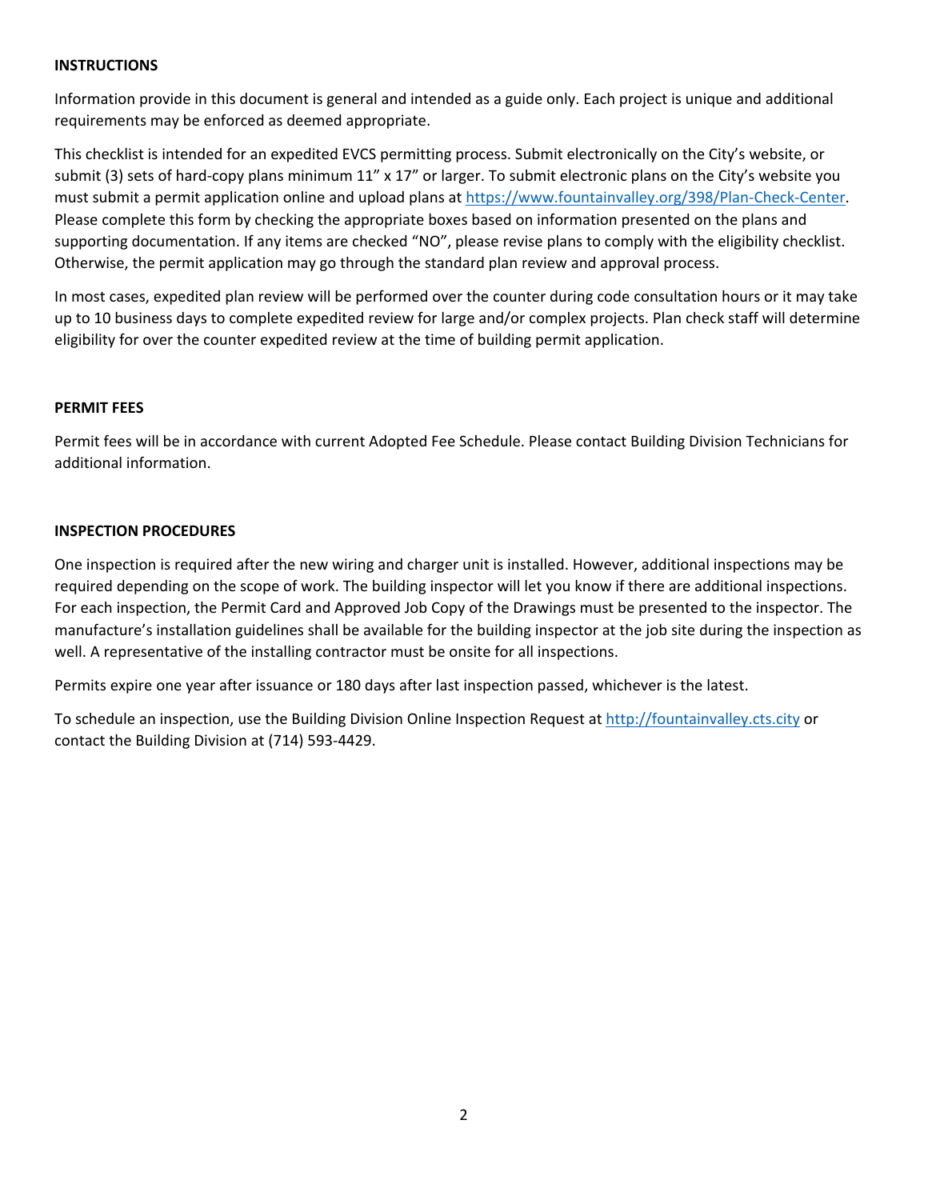**INSTRUCTIONS**

Information provide in this document is general and intended as a guide only. Each project is unique and additional requirements may be enforced as deemed appropriate.

This checklist is intended for an expedited EVCS permitting process. Submit electronically on the City's website, or submit (3) sets of hard-copy plans minimum 11" x 17" or larger. To submit electronic plans on the City's website you must submit a permit application online and upload plans at https://www.fountainvalley.org/398/Plan-Check-Center. Please complete this form by checking the appropriate boxes based on information presented on the plans and supporting documentation. If any items are checked "NO", please revise plans to comply with the eligibility checklist. Otherwise, the permit application may go through the standard plan review and approval process.

In most cases, expedited plan review will be performed over the counter during code consultation hours or it may take up to 10 business days to complete expedited review for large and/or complex projects. Plan check staff will determine eligibility for over the counter expedited review at the time of building permit application.

**PERMIT FEES**

Permit fees will be in accordance with current Adopted Fee Schedule. Please contact Building Division Technicians for additional information.

**INSPECTION PROCEDURES**

One inspection is required after the new wiring and charger unit is installed. However, additional inspections may be required depending on the scope of work. The building inspector will let you know if there are additional inspections. For each inspection, the Permit Card and Approved Job Copy of the Drawings must be presented to the inspector. The manufacture's installation guidelines shall be available for the building inspector at the job site during the inspection as well. A representative of the installing contractor must be onsite for all inspections.

Permits expire one year after issuance or 180 days after last inspection passed, whichever is the latest.

To schedule an inspection, use the Building Division Online Inspection Request at http://fountainvalley.cts.city or contact the Building Division at (714) 593-4429.